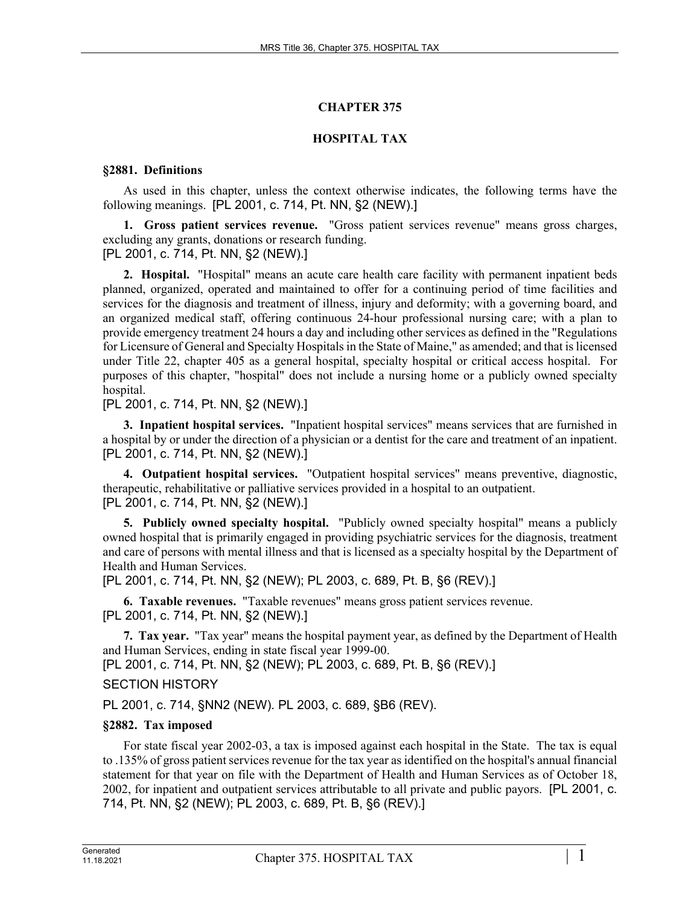# CHAPTER 375

# HOSPITAL TAX

### §2881. Definitions

As used in this chapter, unless the context otherwise indicates, the following terms have the following meanings. [PL 2001, c. 714, Pt. NN, §2 (NEW).]

**1. Gross patient services revenue.** "Gross patient services revenue" means gross charges, excluding any grants, donations or research funding.
[PL 2001, c. 714, Pt. NN, §2 (NEW).]

**2. Hospital.** "Hospital" means an acute care health care facility with permanent inpatient beds planned, organized, operated and maintained to offer for a continuing period of time facilities and services for the diagnosis and treatment of illness, injury and deformity; with a governing board, and an organized medical staff, offering continuous 24-hour professional nursing care; with a plan to provide emergency treatment 24 hours a day and including other services as defined in the "Regulations for Licensure of General and Specialty Hospitals in the State of Maine," as amended; and that is licensed under Title 22, chapter 405 as a general hospital, specialty hospital or critical access hospital. For purposes of this chapter, "hospital" does not include a nursing home or a publicly owned specialty hospital.
[PL 2001, c. 714, Pt. NN, §2 (NEW).]

**3. Inpatient hospital services.** "Inpatient hospital services" means services that are furnished in a hospital by or under the direction of a physician or a dentist for the care and treatment of an inpatient.
[PL 2001, c. 714, Pt. NN, §2 (NEW).]

**4. Outpatient hospital services.** "Outpatient hospital services" means preventive, diagnostic, therapeutic, rehabilitative or palliative services provided in a hospital to an outpatient.
[PL 2001, c. 714, Pt. NN, §2 (NEW).]

**5. Publicly owned specialty hospital.** "Publicly owned specialty hospital" means a publicly owned hospital that is primarily engaged in providing psychiatric services for the diagnosis, treatment and care of persons with mental illness and that is licensed as a specialty hospital by the Department of Health and Human Services.
[PL 2001, c. 714, Pt. NN, §2 (NEW); PL 2003, c. 689, Pt. B, §6 (REV).]

**6. Taxable revenues.** "Taxable revenues" means gross patient services revenue.
[PL 2001, c. 714, Pt. NN, §2 (NEW).]

**7. Tax year.** "Tax year" means the hospital payment year, as defined by the Department of Health and Human Services, ending in state fiscal year 1999-00.
[PL 2001, c. 714, Pt. NN, §2 (NEW); PL 2003, c. 689, Pt. B, §6 (REV).]

SECTION HISTORY

PL 2001, c. 714, §NN2 (NEW). PL 2003, c. 689, §B6 (REV).

### §2882. Tax imposed

For state fiscal year 2002-03, a tax is imposed against each hospital in the State. The tax is equal to .135% of gross patient services revenue for the tax year as identified on the hospital's annual financial statement for that year on file with the Department of Health and Human Services as of October 18, 2002, for inpatient and outpatient services attributable to all private and public payors. [PL 2001, c. 714, Pt. NN, §2 (NEW); PL 2003, c. 689, Pt. B, §6 (REV).]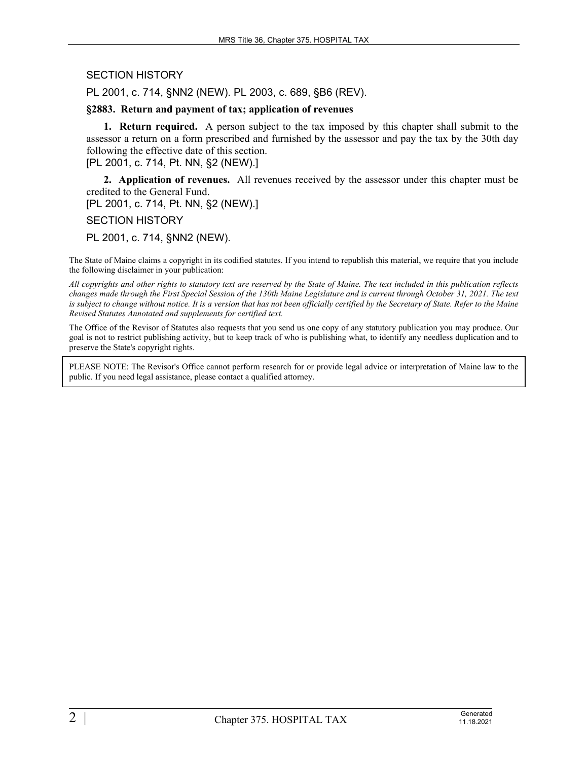SECTION HISTORY

PL 2001, c. 714, §NN2 (NEW). PL 2003, c. 689, §B6 (REV).

**§2883. Return and payment of tax; application of revenues**

**1. Return required.** A person subject to the tax imposed by this chapter shall submit to the assessor a return on a form prescribed and furnished by the assessor and pay the tax by the 30th day following the effective date of this section.

[PL 2001, c. 714, Pt. NN, §2 (NEW).]

**2. Application of revenues.** All revenues received by the assessor under this chapter must be credited to the General Fund.

[PL 2001, c. 714, Pt. NN, §2 (NEW).]

SECTION HISTORY

PL 2001, c. 714, §NN2 (NEW).

The State of Maine claims a copyright in its codified statutes. If you intend to republish this material, we require that you include the following disclaimer in your publication:

*All copyrights and other rights to statutory text are reserved by the State of Maine. The text included in this publication reflects changes made through the First Special Session of the 130th Maine Legislature and is current through October 31, 2021. The text is subject to change without notice. It is a version that has not been officially certified by the Secretary of State. Refer to the Maine Revised Statutes Annotated and supplements for certified text.*

The Office of the Revisor of Statutes also requests that you send us one copy of any statutory publication you may produce. Our goal is not to restrict publishing activity, but to keep track of who is publishing what, to identify any needless duplication and to preserve the State's copyright rights.

PLEASE NOTE: The Revisor's Office cannot perform research for or provide legal advice or interpretation of Maine law to the public. If you need legal assistance, please contact a qualified attorney.